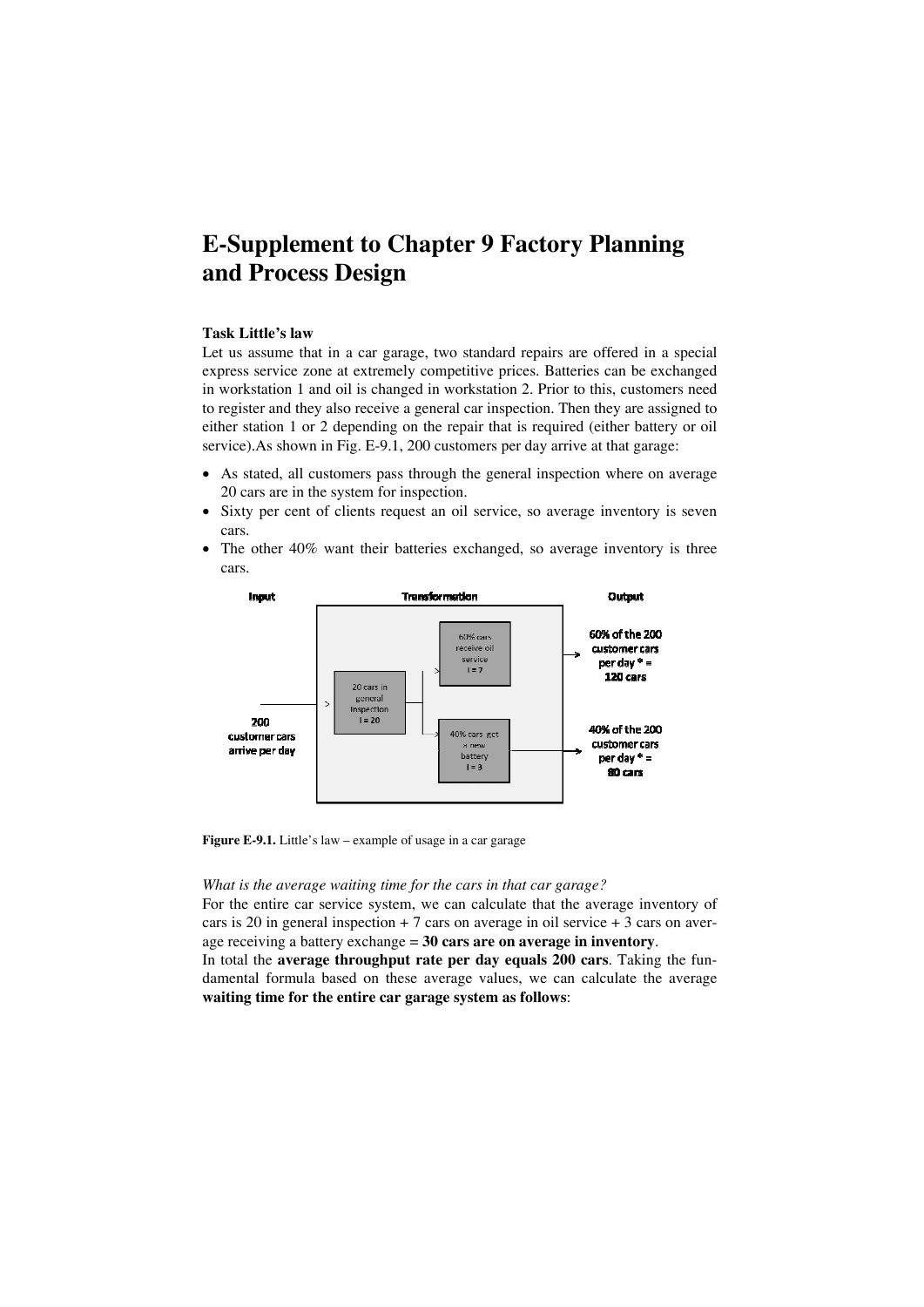# E-Supplement to Chapter 9 Factory Planning and Process Design

**Task Little's law**

Let us assume that in a car garage, two standard repairs are offered in a special express service zone at extremely competitive prices. Batteries can be exchanged in workstation 1 and oil is changed in workstation 2. Prior to this, customers need to register and they also receive a general car inspection. Then they are assigned to either station 1 or 2 depending on the repair that is required (either battery or oil service).As shown in Fig. E-9.1, 200 customers per day arrive at that garage:

- As stated, all customers pass through the general inspection where on average 20 cars are in the system for inspection.
- Sixty per cent of clients request an oil service, so average inventory is seven cars.
- The other 40% want their batteries exchanged, so average inventory is three cars.

Input

Transformation

Output

200 customer cars arrive per day

20 cars in general inspection I = 20

60% cars receive oil service I = 7

40% cars get a new battery I = 3

60% of the 200 customer cars per day * = 120 cars

40% of the 200 customer cars per day * = 80 cars

**Figure E-9.1.** Little's law – example of usage in a car garage

*What is the average waiting time for the cars in that car garage?*

For the entire car service system, we can calculate that the average inventory of cars is 20 in general inspection + 7 cars on average in oil service + 3 cars on average receiving a battery exchange = **30 cars are on average in inventory**.

In total the **average throughput rate per day equals 200 cars**. Taking the fundamental formula based on these average values, we can calculate the average **waiting time for the entire car garage system as follows**: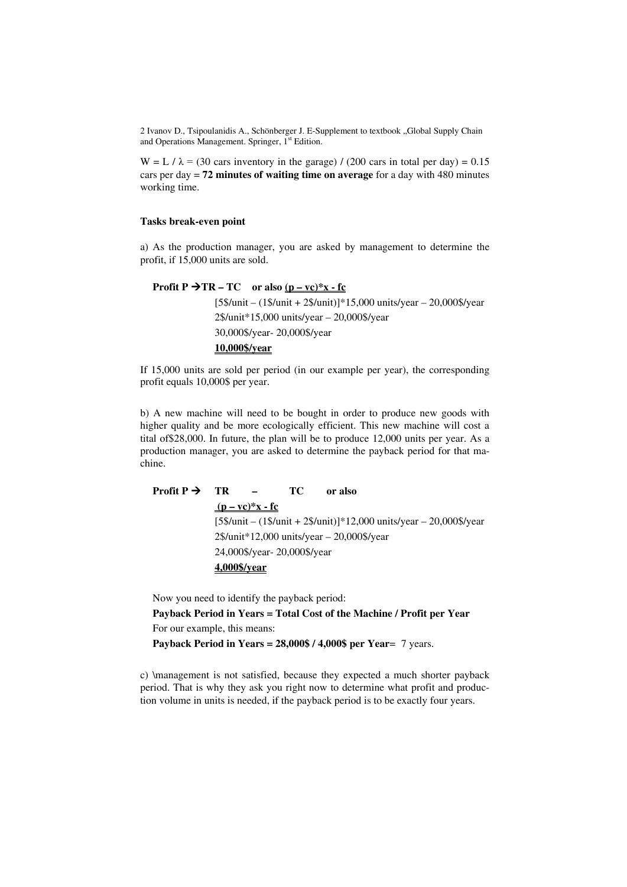$W = L / \lambda$ = (30 cars inventory in the garage) / (200 cars in total per day) = 0.15 cars per day = **72 minutes of waiting time on average** for a day with 480 minutes working time.

#### Tasks break-even point

a) As the production manager, you are asked by management to determine the profit, if 15,000 units are sold.

**Profit P → TR – TC   or also <u>(p – vc)*x - fc</u>**

[5$/unit – (1$/unit + 2$/unit)]*15,000 units/year – 20,000$/year
2$/unit*15,000 units/year – 20,000$/year
30,000$/year- 20,000$/year
**<u>10,000$/year</u>**

If 15,000 units are sold per period (in our example per year), the corresponding profit equals 10,000$ per year.

b) A new machine will need to be bought in order to produce new goods with higher quality and be more ecologically efficient. This new machine will cost a tital of$28,000. In future, the plan will be to produce 12,000 units per year. As a production manager, you are asked to determine the payback period for that machine.

**Profit P → TR – TC or also**
**<u>(p – vc)*x - fc</u>**

[5$/unit – (1$/unit + 2$/unit)]*12,000 units/year – 20,000$/year
2$/unit*12,000 units/year – 20,000$/year
24,000$/year- 20,000$/year
**<u>4,000$/year</u>**

Now you need to identify the payback period:

**Payback Period in Years = Total Cost of the Machine / Profit per Year**

For our example, this means:

**Payback Period in Years = 28,000$ / 4,000$ per Year**= 7 years.

c) \management is not satisfied, because they expected a much shorter payback period. That is why they ask you right now to determine what profit and production volume in units is needed, if the payback period is to be exactly four years.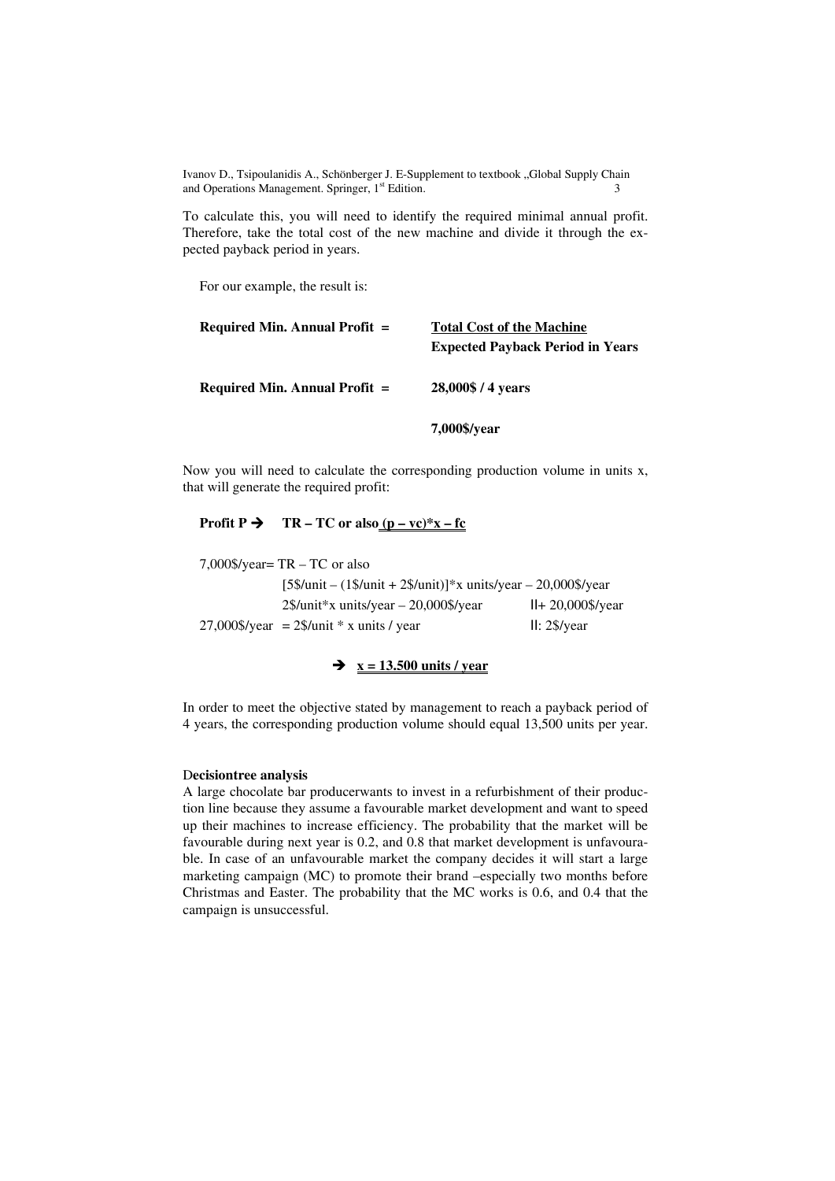To calculate this, you will need to identify the required minimal annual profit. Therefore, take the total cost of the new machine and divide it through the expected payback period in years.

For our example, the result is:

**Required Min. Annual Profit =** **Total Cost of the Machine / Expected Payback Period in Years**

**Required Min. Annual Profit =** **28,000$ / 4 years**

**7,000$/year**

Now you will need to calculate the corresponding production volume in units x, that will generate the required profit:

**Profit P ➔ TR – TC or also (p – vc)*x – fc**

7,000$/year= TR – TC or also

[5$/unit – (1$/unit + 2$/unit)]*x units/year – 20,000$/year

2$/unit*x units/year – 20,000$/year ‖+ 20,000$/year

27,000$/year = 2$/unit * x units / year ‖: 2$/year

➔ **x = 13.500 units / year**

In order to meet the objective stated by management to reach a payback period of 4 years, the corresponding production volume should equal 13,500 units per year.

### D**ecisiontree analysis**

A large chocolate bar producerwants to invest in a refurbishment of their production line because they assume a favourable market development and want to speed up their machines to increase efficiency. The probability that the market will be favourable during next year is 0.2, and 0.8 that market development is unfavourable. In case of an unfavourable market the company decides it will start a large marketing campaign (MC) to promote their brand –especially two months before Christmas and Easter. The probability that the MC works is 0.6, and 0.4 that the campaign is unsuccessful.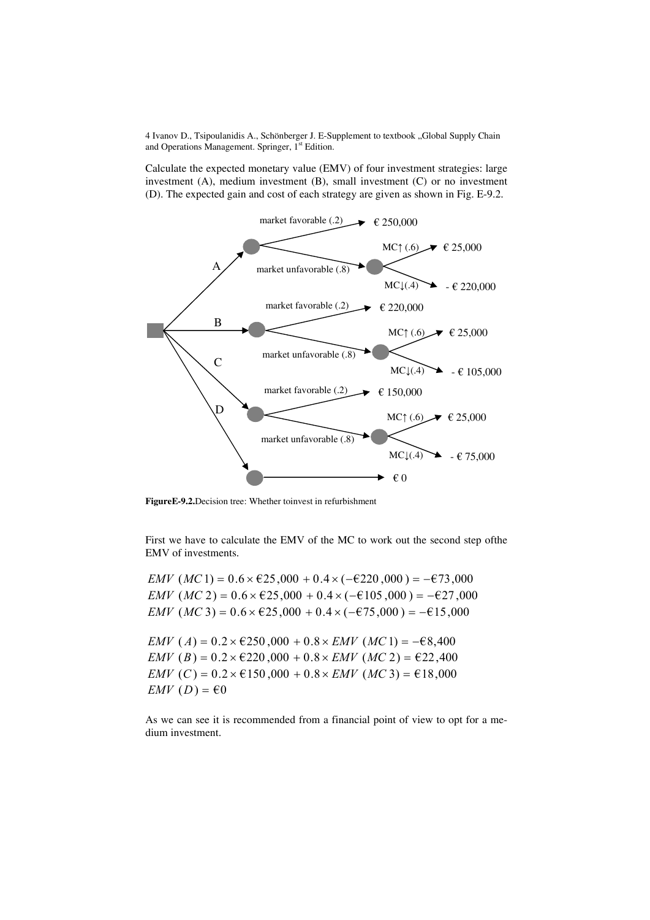Calculate the expected monetary value (EMV) of four investment strategies: large investment (A), medium investment (B), small investment (C) or no investment (D). The expected gain and cost of each strategy are given as shown in Fig. E-9.2.

A
market favorable (.2) € 250,000
market unfavorable (.8)
MC↑ (.6) € 25,000
MC↓(.4) - € 220,000

B
market favorable (.2) € 220,000
market unfavorable (.8)
MC↑ (.6) € 25,000
MC↓(.4) - € 105,000

C
market favorable (.2) € 150,000
market unfavorable (.8)
MC↑ (.6) € 25,000
MC↓(.4) - € 75,000

D
€ 0

**FigureE-9.2.**Decision tree: Whether toinvest in refurbishment

First we have to calculate the EMV of the MC to work out the second step ofthe EMV of investments.

$$EMV\ (MC1) = 0.6 \times €25{,}000 + 0.4 \times (-€220{,}000) = -€73{,}000$$
$$EMV\ (MC2) = 0.6 \times €25{,}000 + 0.4 \times (-€105{,}000) = -€27{,}000$$
$$EMV\ (MC3) = 0.6 \times €25{,}000 + 0.4 \times (-€75{,}000) = -€15{,}000$$

$$EMV\ (A) = 0.2 \times €250{,}000 + 0.8 \times EMV\ (MC1) = -€8{,}400$$
$$EMV\ (B) = 0.2 \times €220{,}000 + 0.8 \times EMV\ (MC2) = €22{,}400$$
$$EMV\ (C) = 0.2 \times €150{,}000 + 0.8 \times EMV\ (MC3) = €18{,}000$$
$$EMV\ (D) = €0$$

As we can see it is recommended from a financial point of view to opt for a medium investment.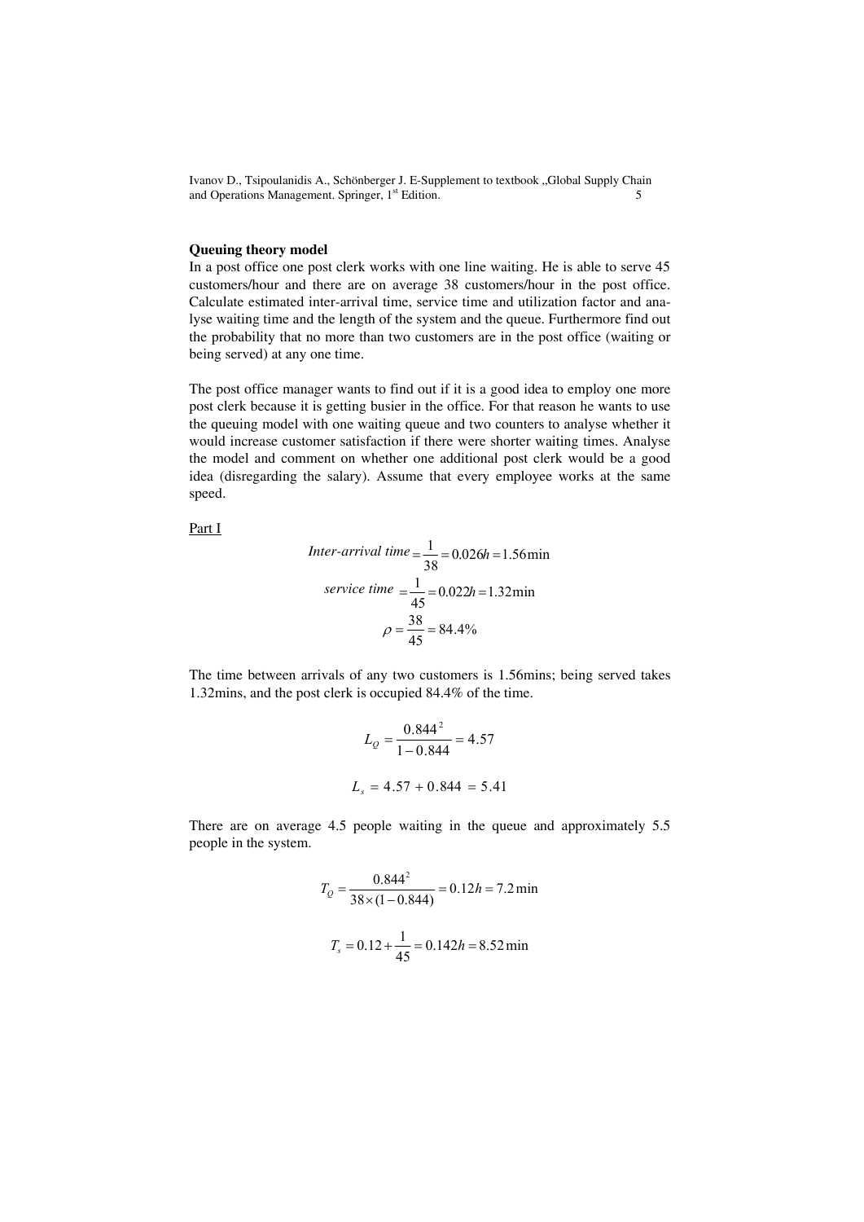**Queuing theory model**

In a post office one post clerk works with one line waiting. He is able to serve 45 customers/hour and there are on average 38 customers/hour in the post office. Calculate estimated inter-arrival time, service time and utilization factor and analyse waiting time and the length of the system and the queue. Furthermore find out the probability that no more than two customers are in the post office (waiting or being served) at any one time.

The post office manager wants to find out if it is a good idea to employ one more post clerk because it is getting busier in the office. For that reason he wants to use the queuing model with one waiting queue and two counters to analyse whether it would increase customer satisfaction if there were shorter waiting times. Analyse the model and comment on whether one additional post clerk would be a good idea (disregarding the salary). Assume that every employee works at the same speed.

Part I

$$Inter\text{-}arrival\ time = \frac{1}{38} = 0.026h = 1.56\min$$

$$service\ time = \frac{1}{45} = 0.022h = 1.32\min$$

$$\rho = \frac{38}{45} = 84.4\%$$

The time between arrivals of any two customers is 1.56mins; being served takes 1.32mins, and the post clerk is occupied 84.4% of the time.

$$L_Q = \frac{0.844^2}{1-0.844} = 4.57$$

$$L_s = 4.57 + 0.844 = 5.41$$

There are on average 4.5 people waiting in the queue and approximately 5.5 people in the system.

$$T_Q = \frac{0.844^2}{38 \times (1-0.844)} = 0.12h = 7.2\min$$

$$T_s = 0.12 + \frac{1}{45} = 0.142h = 8.52\min$$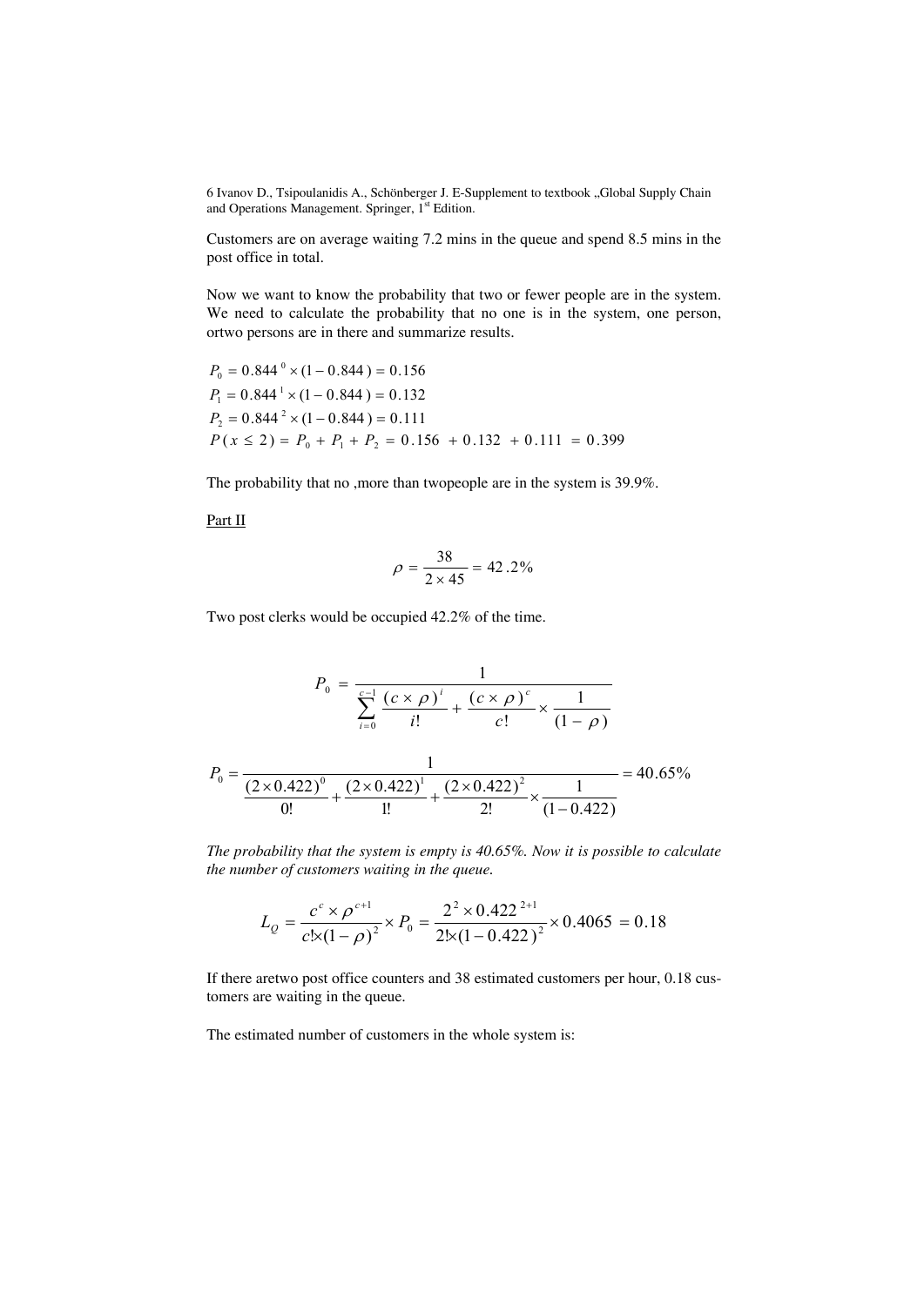Customers are on average waiting 7.2 mins in the queue and spend 8.5 mins in the post office in total.

Now we want to know the probability that two or fewer people are in the system. We need to calculate the probability that no one is in the system, one person, ortwo persons are in there and summarize results.

$$P_0 = 0.844^0 \times (1 - 0.844) = 0.156$$
$$P_1 = 0.844^1 \times (1 - 0.844) = 0.132$$
$$P_2 = 0.844^2 \times (1 - 0.844) = 0.111$$
$$P(x \leq 2) = P_0 + P_1 + P_2 = 0.156 + 0.132 + 0.111 = 0.399$$

The probability that no ,more than twopeople are in the system is 39.9%.

Part II

$$\rho = \frac{38}{2 \times 45} = 42.2\%$$

Two post clerks would be occupied 42.2% of the time.

$$P_0 = \frac{1}{\sum_{i=0}^{c-1} \frac{(c \times \rho)^i}{i!} + \frac{(c \times \rho)^c}{c!} \times \frac{1}{(1 - \rho)}}$$

$$P_0 = \frac{1}{\frac{(2 \times 0.422)^0}{0!} + \frac{(2 \times 0.422)^1}{1!} + \frac{(2 \times 0.422)^2}{2!} \times \frac{1}{(1 - 0.422)}} = 40.65\%$$

*The probability that the system is empty is 40.65%. Now it is possible to calculate the number of customers waiting in the queue.*

$$L_Q = \frac{c^c \times \rho^{c+1}}{c! \times (1 - \rho)^2} \times P_0 = \frac{2^2 \times 0.422^{2+1}}{2! \times (1 - 0.422)^2} \times 0.4065 = 0.18$$

If there aretwo post office counters and 38 estimated customers per hour, 0.18 customers are waiting in the queue.

The estimated number of customers in the whole system is: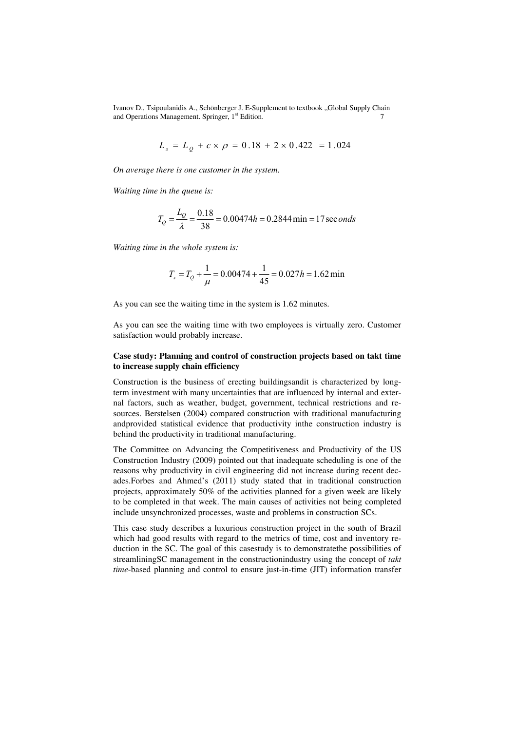$$L_s = L_Q + c \times \rho = 0.18 + 2 \times 0.422 = 1.024$$

*On average there is one customer in the system.*

*Waiting time in the queue is:*

$$T_Q = \frac{L_Q}{\lambda} = \frac{0.18}{38} = 0.00474h = 0.2844\,\text{min} = 17\,\text{sec}\,onds$$

*Waiting time in the whole system is:*

$$T_s = T_Q + \frac{1}{\mu} = 0.00474 + \frac{1}{45} = 0.027h = 1.62\,\text{min}$$

As you can see the waiting time in the system is 1.62 minutes.

As you can see the waiting time with two employees is virtually zero. Customer satisfaction would probably increase.

**Case study: Planning and control of construction projects based on takt time to increase supply chain efficiency**

Construction is the business of erecting buildingsandit is characterized by long-term investment with many uncertainties that are influenced by internal and external factors, such as weather, budget, government, technical restrictions and resources. Berstelsen (2004) compared construction with traditional manufacturing andprovided statistical evidence that productivity inthe construction industry is behind the productivity in traditional manufacturing.

The Committee on Advancing the Competitiveness and Productivity of the US Construction Industry (2009) pointed out that inadequate scheduling is one of the reasons why productivity in civil engineering did not increase during recent decades.Forbes and Ahmed's (2011) study stated that in traditional construction projects, approximately 50% of the activities planned for a given week are likely to be completed in that week. The main causes of activities not being completed include unsynchronized processes, waste and problems in construction SCs.

This case study describes a luxurious construction project in the south of Brazil which had good results with regard to the metrics of time, cost and inventory reduction in the SC. The goal of this casestudy is to demonstratethe possibilities of streamliningSC management in the constructionindustry using the concept of *takt time*-based planning and control to ensure just-in-time (JIT) information transfer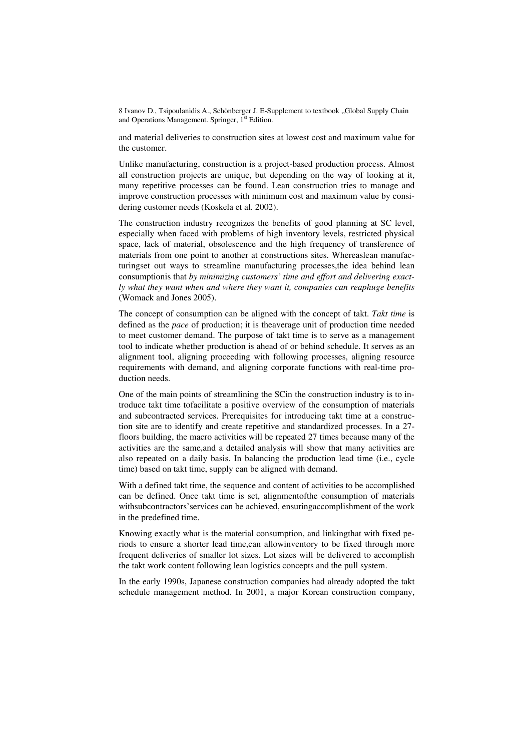and material deliveries to construction sites at lowest cost and maximum value for the customer.

Unlike manufacturing, construction is a project-based production process. Almost all construction projects are unique, but depending on the way of looking at it, many repetitive processes can be found. Lean construction tries to manage and improve construction processes with minimum cost and maximum value by considering customer needs (Koskela et al. 2002).

The construction industry recognizes the benefits of good planning at SC level, especially when faced with problems of high inventory levels, restricted physical space, lack of material, obsolescence and the high frequency of transference of materials from one point to another at constructions sites. Whereaslean manufacturingset out ways to streamline manufacturing processes,the idea behind lean consumptionis that *by minimizing customers' time and effort and delivering exactly what they want when and where they want it, companies can reaphuge benefits* (Womack and Jones 2005).

The concept of consumption can be aligned with the concept of takt. *Takt time* is defined as the *pace* of production; it is theaverage unit of production time needed to meet customer demand. The purpose of takt time is to serve as a management tool to indicate whether production is ahead of or behind schedule. It serves as an alignment tool, aligning proceeding with following processes, aligning resource requirements with demand, and aligning corporate functions with real-time production needs.

One of the main points of streamlining the SCin the construction industry is to introduce takt time tofacilitate a positive overview of the consumption of materials and subcontracted services. Prerequisites for introducing takt time at a construction site are to identify and create repetitive and standardized processes. In a 27-floors building, the macro activities will be repeated 27 times because many of the activities are the same,and a detailed analysis will show that many activities are also repeated on a daily basis. In balancing the production lead time (i.e., cycle time) based on takt time, supply can be aligned with demand.

With a defined takt time, the sequence and content of activities to be accomplished can be defined. Once takt time is set, alignmentofthe consumption of materials withsubcontractors'services can be achieved, ensuringaccomplishment of the work in the predefined time.

Knowing exactly what is the material consumption, and linkingthat with fixed periods to ensure a shorter lead time,can allowinventory to be fixed through more frequent deliveries of smaller lot sizes. Lot sizes will be delivered to accomplish the takt work content following lean logistics concepts and the pull system.

In the early 1990s, Japanese construction companies had already adopted the takt schedule management method. In 2001, a major Korean construction company,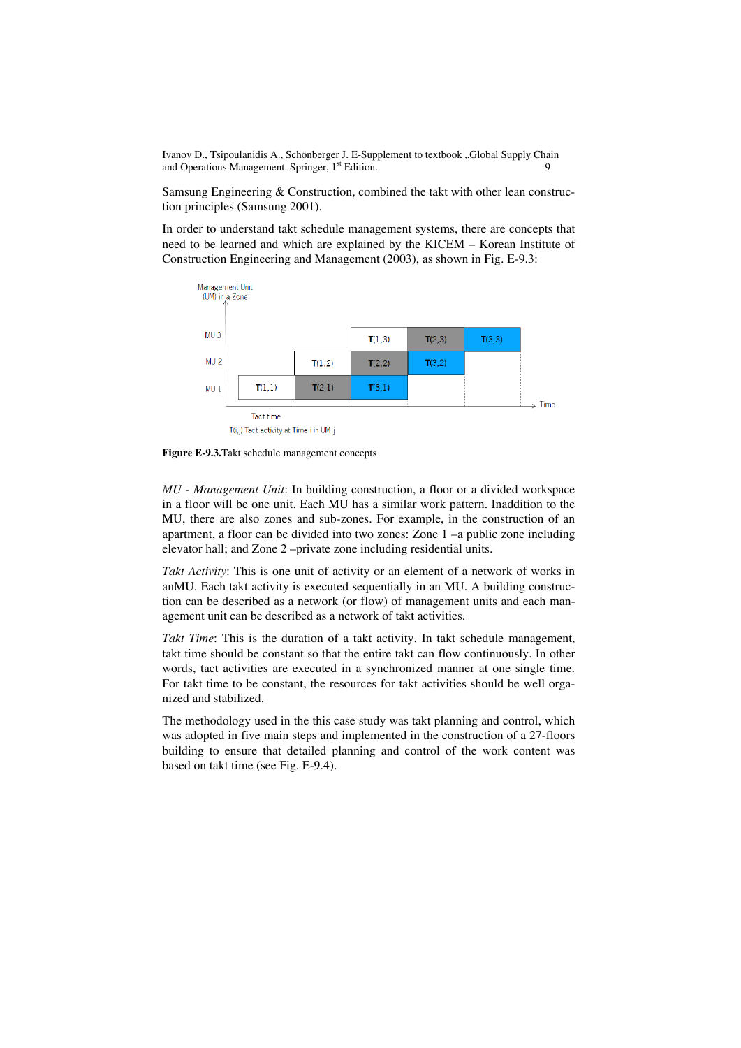Samsung Engineering & Construction, combined the takt with other lean construction principles (Samsung 2001).

In order to understand takt schedule management systems, there are concepts that need to be learned and which are explained by the KICEM – Korean Institute of Construction Engineering and Management (2003), as shown in Fig. E-9.3:

Management Unit (UM) in a Zone

MU 3

MU 2

MU 1

T(1,1)

T(1,2)

T(1,3)

T(2,1)

T(2,2)

T(2,3)

T(3,1)

T(3,2)

T(3,3)

Time

Tact time

T(i,j) Tact activity at Time i in UM j

**Figure E-9.3.** Takt schedule management concepts

*MU - Management Unit*: In building construction, a floor or a divided workspace in a floor will be one unit. Each MU has a similar work pattern. Inaddition to the MU, there are also zones and sub-zones. For example, in the construction of an apartment, a floor can be divided into two zones: Zone 1 –a public zone including elevator hall; and Zone 2 –private zone including residential units.

*Takt Activity*: This is one unit of activity or an element of a network of works in anMU. Each takt activity is executed sequentially in an MU. A building construction can be described as a network (or flow) of management units and each management unit can be described as a network of takt activities.

*Takt Time*: This is the duration of a takt activity. In takt schedule management, takt time should be constant so that the entire takt can flow continuously. In other words, tact activities are executed in a synchronized manner at one single time. For takt time to be constant, the resources for takt activities should be well organized and stabilized.

The methodology used in the this case study was takt planning and control, which was adopted in five main steps and implemented in the construction of a 27-floors building to ensure that detailed planning and control of the work content was based on takt time (see Fig. E-9.4).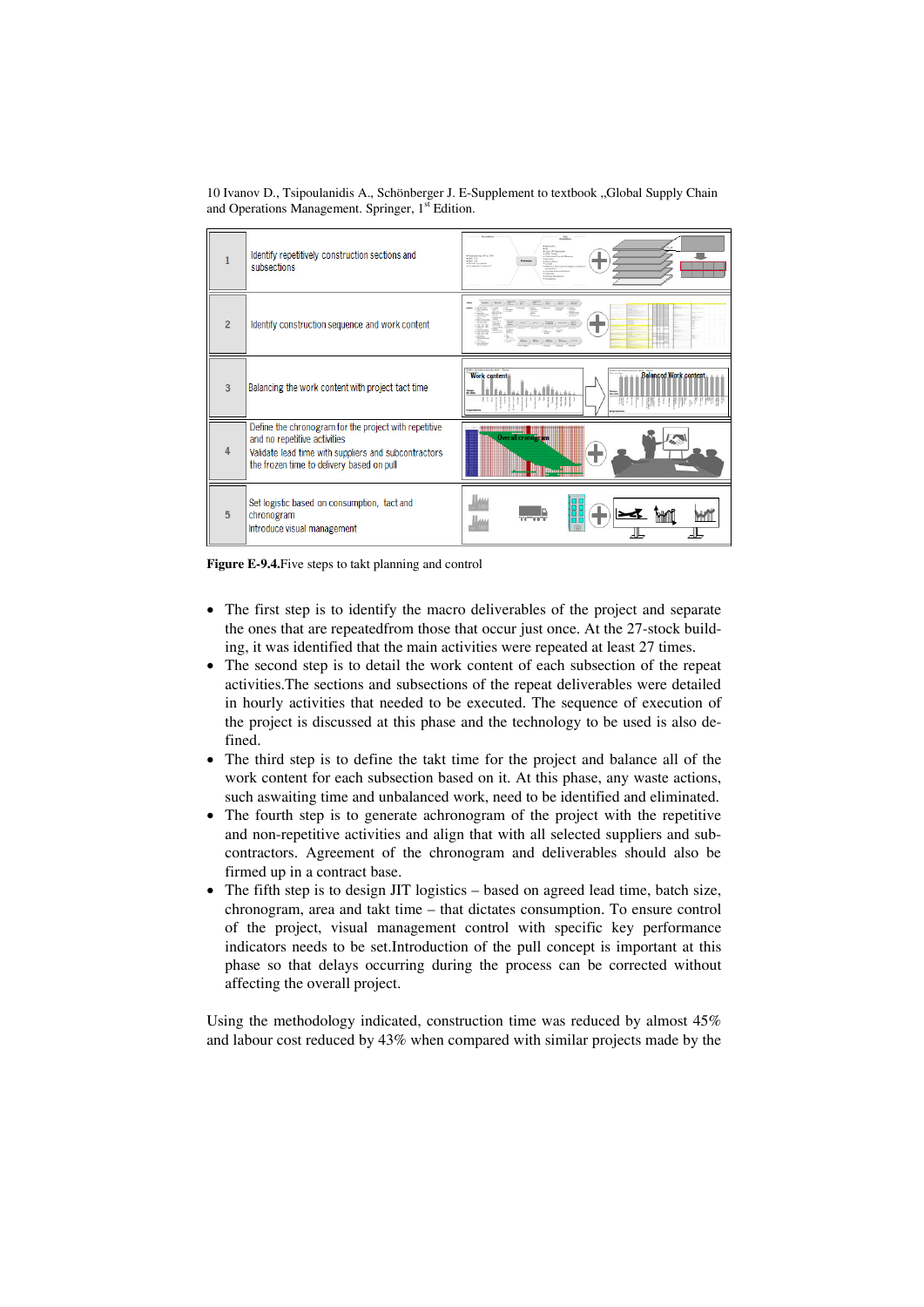| | | |
|---|---|---|
| 1 | Identify repetitively construction sections and subsections | |
| 2 | Identify construction sequence and work content | |
| 3 | Balancing the work content with project tact time | Work content / Balanced Work content |
| 4 | Define the chronogram for the project with repetitive and no repetitive activities<br>Validate lead time with suppliers and subcontractors the frozen time to delivery based on pull | Overall cronogram |
| 5 | Set logistic based on consumption, tact and chronogram<br>Introduce visual management | |

**Figure E-9.4.**Five steps to takt planning and control

- The first step is to identify the macro deliverables of the project and separate the ones that are repeatedfrom those that occur just once. At the 27-stock building, it was identified that the main activities were repeated at least 27 times.
- The second step is to detail the work content of each subsection of the repeat activities.The sections and subsections of the repeat deliverables were detailed in hourly activities that needed to be executed. The sequence of execution of the project is discussed at this phase and the technology to be used is also defined.
- The third step is to define the takt time for the project and balance all of the work content for each subsection based on it. At this phase, any waste actions, such aswaiting time and unbalanced work, need to be identified and eliminated.
- The fourth step is to generate achronogram of the project with the repetitive and non-repetitive activities and align that with all selected suppliers and subcontractors. Agreement of the chronogram and deliverables should also be firmed up in a contract base.
- The fifth step is to design JIT logistics – based on agreed lead time, batch size, chronogram, area and takt time – that dictates consumption. To ensure control of the project, visual management control with specific key performance indicators needs to be set.Introduction of the pull concept is important at this phase so that delays occurring during the process can be corrected without affecting the overall project.

Using the methodology indicated, construction time was reduced by almost 45% and labour cost reduced by 43% when compared with similar projects made by the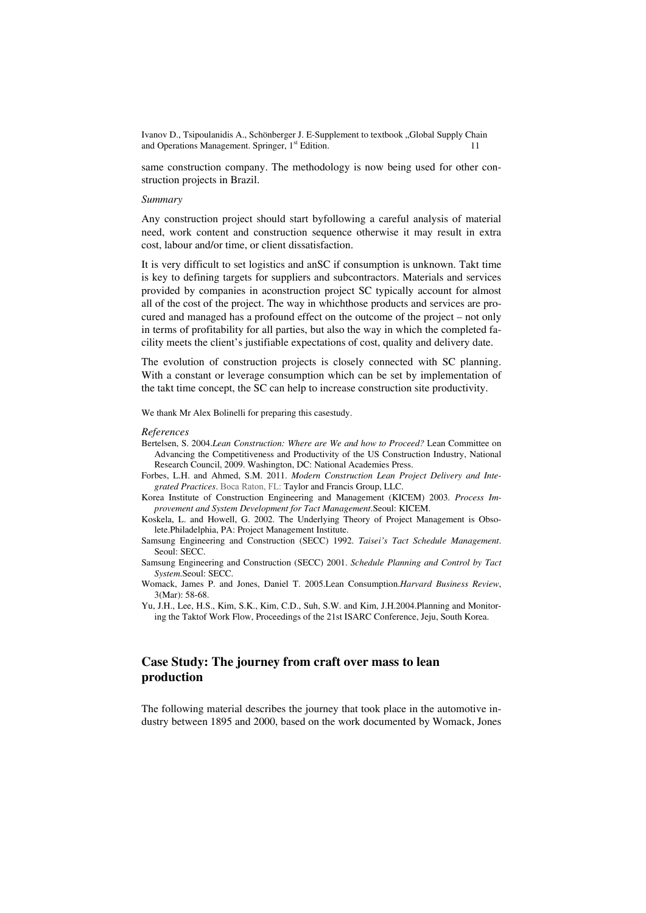same construction company. The methodology is now being used for other construction projects in Brazil.

*Summary*

Any construction project should start byfollowing a careful analysis of material need, work content and construction sequence otherwise it may result in extra cost, labour and/or time, or client dissatisfaction.

It is very difficult to set logistics and anSC if consumption is unknown. Takt time is key to defining targets for suppliers and subcontractors. Materials and services provided by companies in aconstruction project SC typically account for almost all of the cost of the project. The way in whichthose products and services are procured and managed has a profound effect on the outcome of the project – not only in terms of profitability for all parties, but also the way in which the completed facility meets the client's justifiable expectations of cost, quality and delivery date.

The evolution of construction projects is closely connected with SC planning. With a constant or leverage consumption which can be set by implementation of the takt time concept, the SC can help to increase construction site productivity.

We thank Mr Alex Bolinelli for preparing this casestudy.

*References*

Bertelsen, S. 2004.*Lean Construction: Where are We and how to Proceed?* Lean Committee on Advancing the Competitiveness and Productivity of the US Construction Industry, National Research Council, 2009. Washington, DC: National Academies Press.

Forbes, L.H. and Ahmed, S.M. 2011. *Modern Construction Lean Project Delivery and Integrated Practices*. Boca Raton, FL: Taylor and Francis Group, LLC.

Korea Institute of Construction Engineering and Management (KICEM) 2003. *Process Improvement and System Development for Tact Management*.Seoul: KICEM.

Koskela, L. and Howell, G. 2002. The Underlying Theory of Project Management is Obsolete.Philadelphia, PA: Project Management Institute.

Samsung Engineering and Construction (SECC) 1992. *Taisei's Tact Schedule Management*. Seoul: SECC.

Samsung Engineering and Construction (SECC) 2001. *Schedule Planning and Control by Tact System*.Seoul: SECC.

Womack, James P. and Jones, Daniel T. 2005.Lean Consumption.*Harvard Business Review*, 3(Mar): 58-68.

Yu, J.H., Lee, H.S., Kim, S.K., Kim, C.D., Suh, S.W. and Kim, J.H.2004.Planning and Monitoring the Taktof Work Flow, Proceedings of the 21st ISARC Conference, Jeju, South Korea.

## Case Study: The journey from craft over mass to lean production

The following material describes the journey that took place in the automotive industry between 1895 and 2000, based on the work documented by Womack, Jones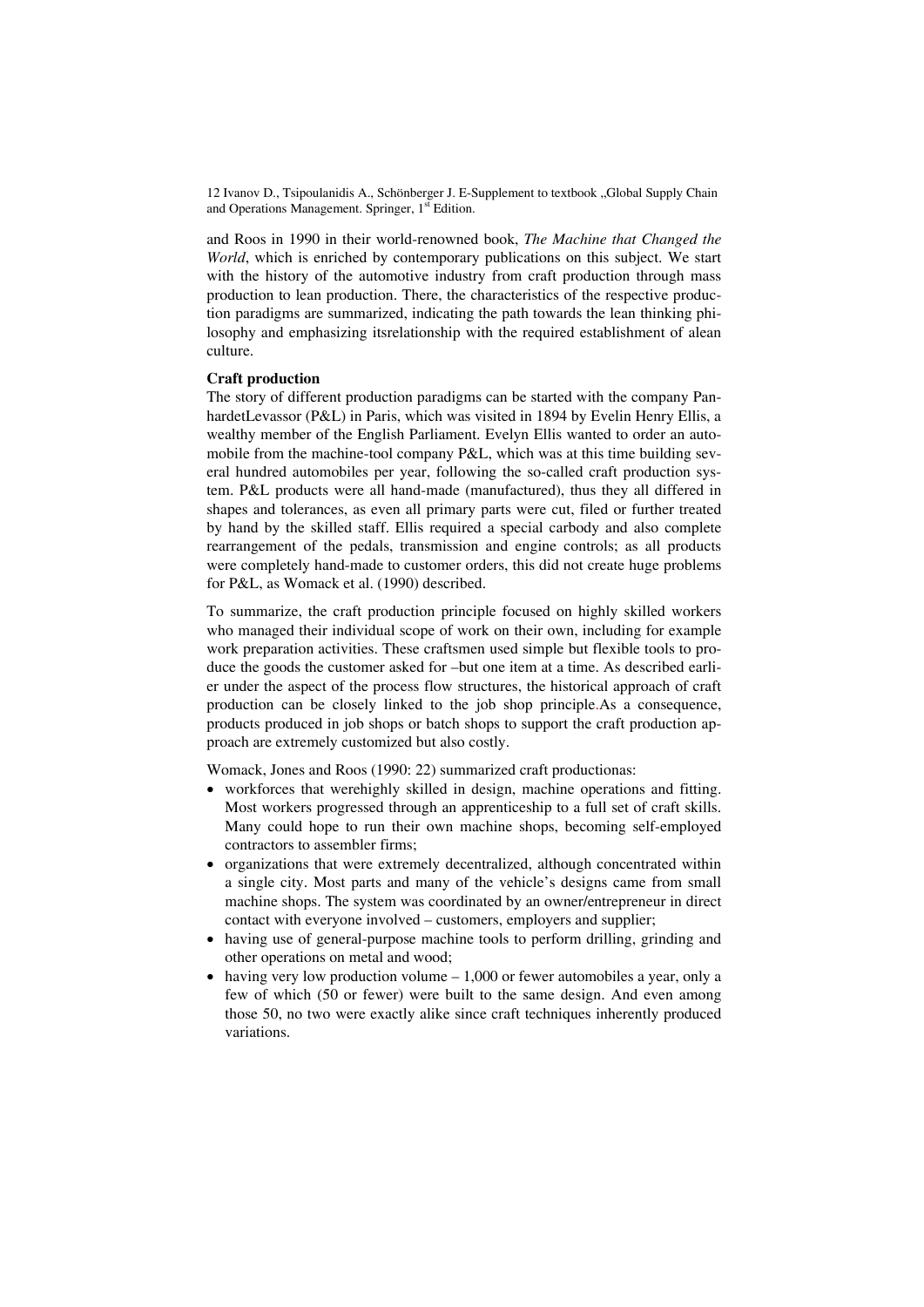and Roos in 1990 in their world-renowned book, *The Machine that Changed the World*, which is enriched by contemporary publications on this subject. We start with the history of the automotive industry from craft production through mass production to lean production. There, the characteristics of the respective production paradigms are summarized, indicating the path towards the lean thinking philosophy and emphasizing itsrelationship with the required establishment of alean culture.

**Craft production**

The story of different production paradigms can be started with the company PanhardetLevassor (P&L) in Paris, which was visited in 1894 by Evelin Henry Ellis, a wealthy member of the English Parliament. Evelyn Ellis wanted to order an automobile from the machine-tool company P&L, which was at this time building several hundred automobiles per year, following the so-called craft production system. P&L products were all hand-made (manufactured), thus they all differed in shapes and tolerances, as even all primary parts were cut, filed or further treated by hand by the skilled staff. Ellis required a special carbody and also complete rearrangement of the pedals, transmission and engine controls; as all products were completely hand-made to customer orders, this did not create huge problems for P&L, as Womack et al. (1990) described.

To summarize, the craft production principle focused on highly skilled workers who managed their individual scope of work on their own, including for example work preparation activities. These craftsmen used simple but flexible tools to produce the goods the customer asked for –but one item at a time. As described earlier under the aspect of the process flow structures, the historical approach of craft production can be closely linked to the job shop principle.As a consequence, products produced in job shops or batch shops to support the craft production approach are extremely customized but also costly.

Womack, Jones and Roos (1990: 22) summarized craft productionas:

- workforces that werehighly skilled in design, machine operations and fitting. Most workers progressed through an apprenticeship to a full set of craft skills. Many could hope to run their own machine shops, becoming self-employed contractors to assembler firms;
- organizations that were extremely decentralized, although concentrated within a single city. Most parts and many of the vehicle's designs came from small machine shops. The system was coordinated by an owner/entrepreneur in direct contact with everyone involved – customers, employers and supplier;
- having use of general-purpose machine tools to perform drilling, grinding and other operations on metal and wood;
- having very low production volume – 1,000 or fewer automobiles a year, only a few of which (50 or fewer) were built to the same design. And even among those 50, no two were exactly alike since craft techniques inherently produced variations.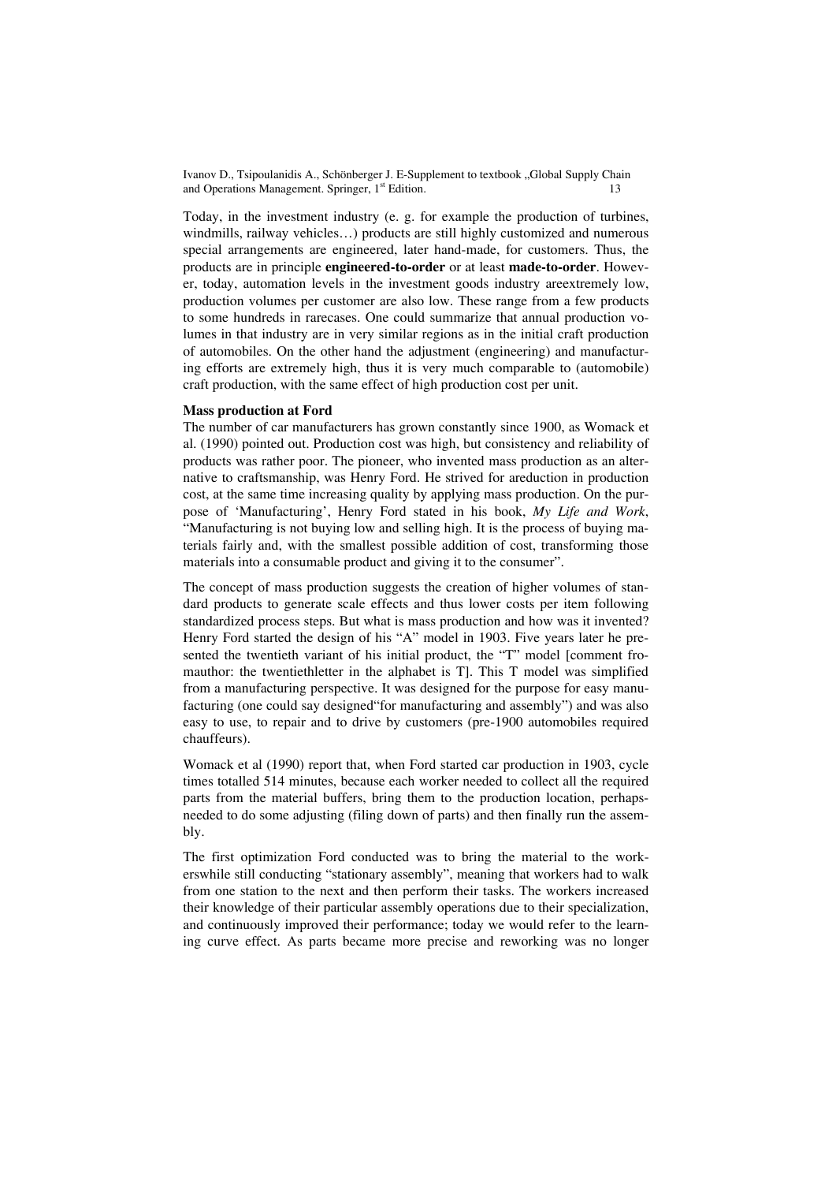Today, in the investment industry (e. g. for example the production of turbines, windmills, railway vehicles…) products are still highly customized and numerous special arrangements are engineered, later hand-made, for customers. Thus, the products are in principle **engineered-to-order** or at least **made-to-order**. However, today, automation levels in the investment goods industry areextremely low, production volumes per customer are also low. These range from a few products to some hundreds in rarecases. One could summarize that annual production volumes in that industry are in very similar regions as in the initial craft production of automobiles. On the other hand the adjustment (engineering) and manufacturing efforts are extremely high, thus it is very much comparable to (automobile) craft production, with the same effect of high production cost per unit.

**Mass production at Ford**

The number of car manufacturers has grown constantly since 1900, as Womack et al. (1990) pointed out. Production cost was high, but consistency and reliability of products was rather poor. The pioneer, who invented mass production as an alternative to craftsmanship, was Henry Ford. He strived for areduction in production cost, at the same time increasing quality by applying mass production. On the purpose of 'Manufacturing', Henry Ford stated in his book, *My Life and Work*, "Manufacturing is not buying low and selling high. It is the process of buying materials fairly and, with the smallest possible addition of cost, transforming those materials into a consumable product and giving it to the consumer".

The concept of mass production suggests the creation of higher volumes of standard products to generate scale effects and thus lower costs per item following standardized process steps. But what is mass production and how was it invented? Henry Ford started the design of his "A" model in 1903. Five years later he presented the twentieth variant of his initial product, the "T" model [comment fromauthor: the twentiethletter in the alphabet is T]. This T model was simplified from a manufacturing perspective. It was designed for the purpose for easy manufacturing (one could say designed"for manufacturing and assembly") and was also easy to use, to repair and to drive by customers (pre-1900 automobiles required chauffeurs).

Womack et al (1990) report that, when Ford started car production in 1903, cycle times totalled 514 minutes, because each worker needed to collect all the required parts from the material buffers, bring them to the production location, perhapsneeded to do some adjusting (filing down of parts) and then finally run the assembly.

The first optimization Ford conducted was to bring the material to the workerswhile still conducting "stationary assembly", meaning that workers had to walk from one station to the next and then perform their tasks. The workers increased their knowledge of their particular assembly operations due to their specialization, and continuously improved their performance; today we would refer to the learning curve effect. As parts became more precise and reworking was no longer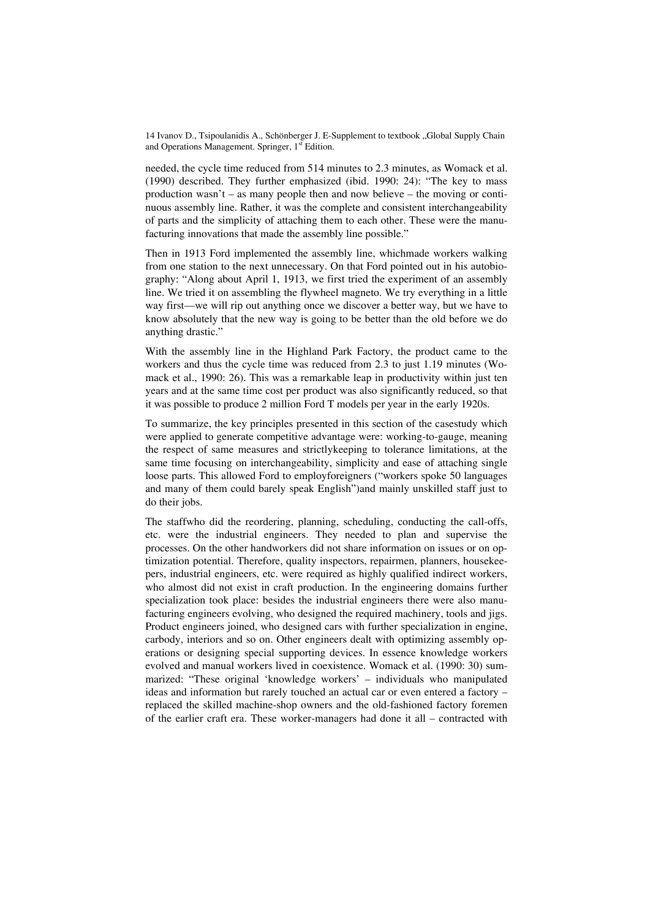needed, the cycle time reduced from 514 minutes to 2.3 minutes, as Womack et al. (1990) described. They further emphasized (ibid. 1990: 24): "The key to mass production wasn't – as many people then and now believe – the moving or continuous assembly line. Rather, it was the complete and consistent interchangeability of parts and the simplicity of attaching them to each other. These were the manufacturing innovations that made the assembly line possible."

Then in 1913 Ford implemented the assembly line, whichmade workers walking from one station to the next unnecessary. On that Ford pointed out in his autobiography: "Along about April 1, 1913, we first tried the experiment of an assembly line. We tried it on assembling the flywheel magneto. We try everything in a little way first—we will rip out anything once we discover a better way, but we have to know absolutely that the new way is going to be better than the old before we do anything drastic."

With the assembly line in the Highland Park Factory, the product came to the workers and thus the cycle time was reduced from 2.3 to just 1.19 minutes (Womack et al., 1990: 26). This was a remarkable leap in productivity within just ten years and at the same time cost per product was also significantly reduced, so that it was possible to produce 2 million Ford T models per year in the early 1920s.

To summarize, the key principles presented in this section of the casestudy which were applied to generate competitive advantage were: working-to-gauge, meaning the respect of same measures and strictlykeeping to tolerance limitations, at the same time focusing on interchangeability, simplicity and ease of attaching single loose parts. This allowed Ford to employforeigners ("workers spoke 50 languages and many of them could barely speak English")and mainly unskilled staff just to do their jobs.

The staffwho did the reordering, planning, scheduling, conducting the call-offs, etc. were the industrial engineers. They needed to plan and supervise the processes. On the other handworkers did not share information on issues or on optimization potential. Therefore, quality inspectors, repairmen, planners, housekeepers, industrial engineers, etc. were required as highly qualified indirect workers, who almost did not exist in craft production. In the engineering domains further specialization took place: besides the industrial engineers there were also manufacturing engineers evolving, who designed the required machinery, tools and jigs. Product engineers joined, who designed cars with further specialization in engine, carbody, interiors and so on. Other engineers dealt with optimizing assembly operations or designing special supporting devices. In essence knowledge workers evolved and manual workers lived in coexistence. Womack et al. (1990: 30) summarized: "These original 'knowledge workers' – individuals who manipulated ideas and information but rarely touched an actual car or even entered a factory – replaced the skilled machine-shop owners and the old-fashioned factory foremen of the earlier craft era. These worker-managers had done it all – contracted with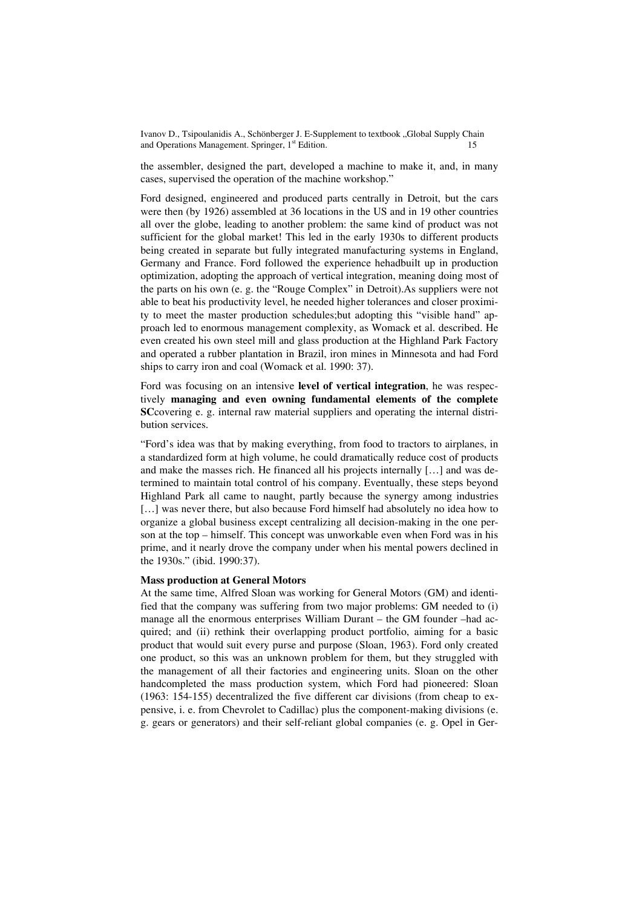the assembler, designed the part, developed a machine to make it, and, in many cases, supervised the operation of the machine workshop."

Ford designed, engineered and produced parts centrally in Detroit, but the cars were then (by 1926) assembled at 36 locations in the US and in 19 other countries all over the globe, leading to another problem: the same kind of product was not sufficient for the global market! This led in the early 1930s to different products being created in separate but fully integrated manufacturing systems in England, Germany and France. Ford followed the experience hehadbuilt up in production optimization, adopting the approach of vertical integration, meaning doing most of the parts on his own (e. g. the "Rouge Complex" in Detroit).As suppliers were not able to beat his productivity level, he needed higher tolerances and closer proximity to meet the master production schedules;but adopting this "visible hand" approach led to enormous management complexity, as Womack et al. described. He even created his own steel mill and glass production at the Highland Park Factory and operated a rubber plantation in Brazil, iron mines in Minnesota and had Ford ships to carry iron and coal (Womack et al. 1990: 37).

Ford was focusing on an intensive **level of vertical integration**, he was respectively **managing and even owning fundamental elements of the complete SC**covering e. g. internal raw material suppliers and operating the internal distribution services.

"Ford's idea was that by making everything, from food to tractors to airplanes, in a standardized form at high volume, he could dramatically reduce cost of products and make the masses rich. He financed all his projects internally […] and was determined to maintain total control of his company. Eventually, these steps beyond Highland Park all came to naught, partly because the synergy among industries […] was never there, but also because Ford himself had absolutely no idea how to organize a global business except centralizing all decision-making in the one person at the top – himself. This concept was unworkable even when Ford was in his prime, and it nearly drove the company under when his mental powers declined in the 1930s." (ibid. 1990:37).

**Mass production at General Motors**

At the same time, Alfred Sloan was working for General Motors (GM) and identified that the company was suffering from two major problems: GM needed to (i) manage all the enormous enterprises William Durant – the GM founder –had acquired; and (ii) rethink their overlapping product portfolio, aiming for a basic product that would suit every purse and purpose (Sloan, 1963). Ford only created one product, so this was an unknown problem for them, but they struggled with the management of all their factories and engineering units. Sloan on the other handcompleted the mass production system, which Ford had pioneered: Sloan (1963: 154-155) decentralized the five different car divisions (from cheap to expensive, i. e. from Chevrolet to Cadillac) plus the component-making divisions (e. g. gears or generators) and their self-reliant global companies (e. g. Opel in Ger-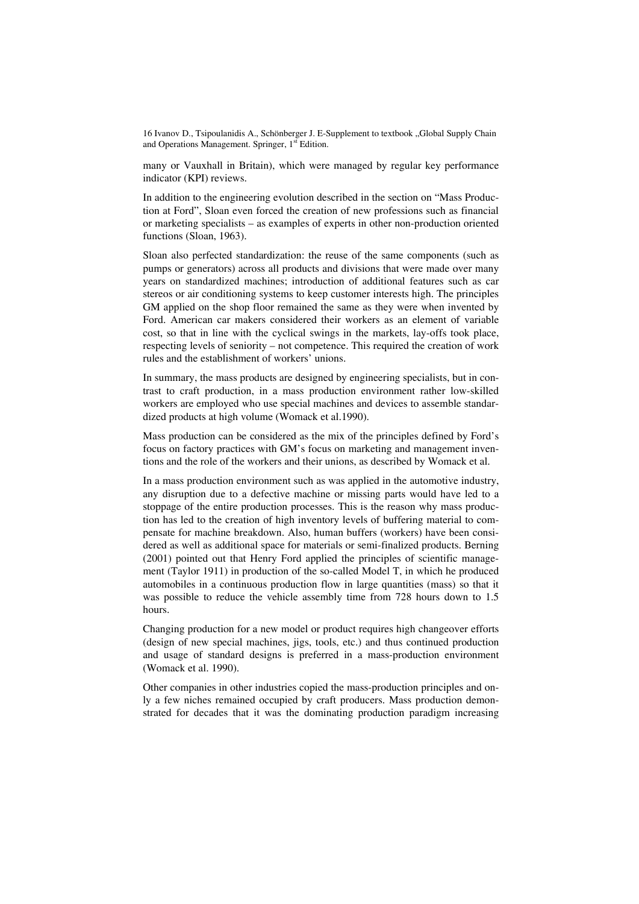many or Vauxhall in Britain), which were managed by regular key performance indicator (KPI) reviews.

In addition to the engineering evolution described in the section on "Mass Production at Ford", Sloan even forced the creation of new professions such as financial or marketing specialists – as examples of experts in other non-production oriented functions (Sloan, 1963).

Sloan also perfected standardization: the reuse of the same components (such as pumps or generators) across all products and divisions that were made over many years on standardized machines; introduction of additional features such as car stereos or air conditioning systems to keep customer interests high. The principles GM applied on the shop floor remained the same as they were when invented by Ford. American car makers considered their workers as an element of variable cost, so that in line with the cyclical swings in the markets, lay-offs took place, respecting levels of seniority – not competence. This required the creation of work rules and the establishment of workers' unions.

In summary, the mass products are designed by engineering specialists, but in contrast to craft production, in a mass production environment rather low-skilled workers are employed who use special machines and devices to assemble standardized products at high volume (Womack et al.1990).

Mass production can be considered as the mix of the principles defined by Ford's focus on factory practices with GM's focus on marketing and management inventions and the role of the workers and their unions, as described by Womack et al.

In a mass production environment such as was applied in the automotive industry, any disruption due to a defective machine or missing parts would have led to a stoppage of the entire production processes. This is the reason why mass production has led to the creation of high inventory levels of buffering material to compensate for machine breakdown. Also, human buffers (workers) have been considered as well as additional space for materials or semi-finalized products. Berning (2001) pointed out that Henry Ford applied the principles of scientific management (Taylor 1911) in production of the so-called Model T, in which he produced automobiles in a continuous production flow in large quantities (mass) so that it was possible to reduce the vehicle assembly time from 728 hours down to 1.5 hours.

Changing production for a new model or product requires high changeover efforts (design of new special machines, jigs, tools, etc.) and thus continued production and usage of standard designs is preferred in a mass-production environment (Womack et al. 1990).

Other companies in other industries copied the mass-production principles and only a few niches remained occupied by craft producers. Mass production demonstrated for decades that it was the dominating production paradigm increasing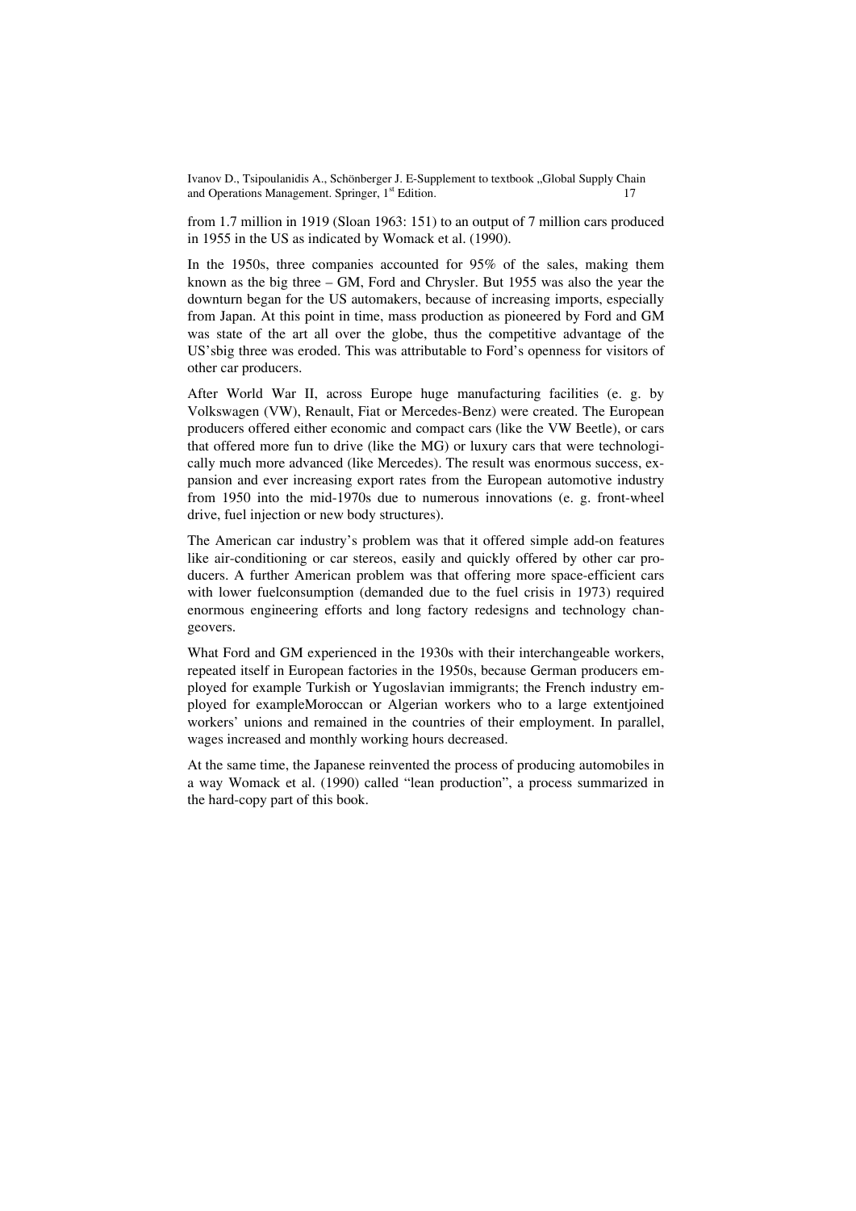from 1.7 million in 1919 (Sloan 1963: 151) to an output of 7 million cars produced in 1955 in the US as indicated by Womack et al. (1990).

In the 1950s, three companies accounted for 95% of the sales, making them known as the big three – GM, Ford and Chrysler. But 1955 was also the year the downturn began for the US automakers, because of increasing imports, especially from Japan. At this point in time, mass production as pioneered by Ford and GM was state of the art all over the globe, thus the competitive advantage of the US'sbig three was eroded. This was attributable to Ford's openness for visitors of other car producers.

After World War II, across Europe huge manufacturing facilities (e. g. by Volkswagen (VW), Renault, Fiat or Mercedes-Benz) were created. The European producers offered either economic and compact cars (like the VW Beetle), or cars that offered more fun to drive (like the MG) or luxury cars that were technologically much more advanced (like Mercedes). The result was enormous success, expansion and ever increasing export rates from the European automotive industry from 1950 into the mid-1970s due to numerous innovations (e. g. front-wheel drive, fuel injection or new body structures).

The American car industry's problem was that it offered simple add-on features like air-conditioning or car stereos, easily and quickly offered by other car producers. A further American problem was that offering more space-efficient cars with lower fuelconsumption (demanded due to the fuel crisis in 1973) required enormous engineering efforts and long factory redesigns and technology changeovers.

What Ford and GM experienced in the 1930s with their interchangeable workers, repeated itself in European factories in the 1950s, because German producers employed for example Turkish or Yugoslavian immigrants; the French industry employed for exampleMoroccan or Algerian workers who to a large extentjoined workers' unions and remained in the countries of their employment. In parallel, wages increased and monthly working hours decreased.

At the same time, the Japanese reinvented the process of producing automobiles in a way Womack et al. (1990) called "lean production", a process summarized in the hard-copy part of this book.